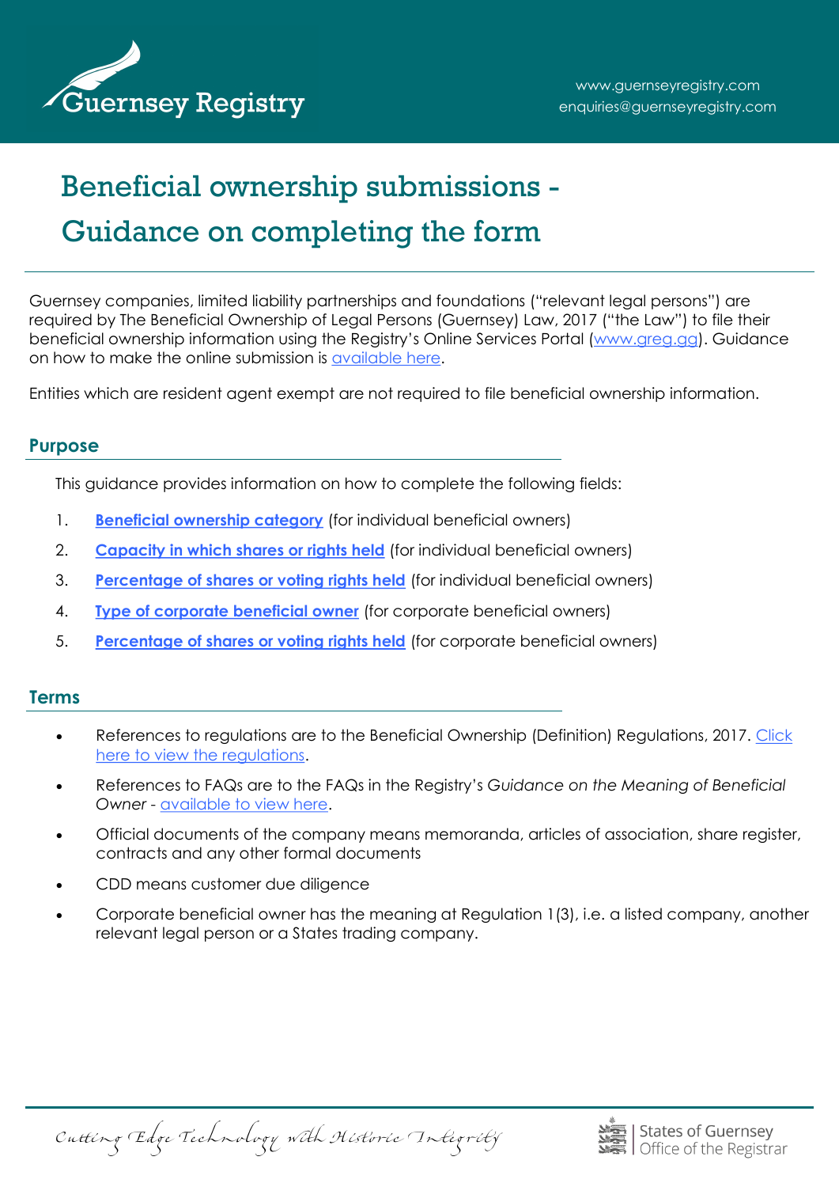# Beneficial ownership submissions - Guidance on completing the form

Guernsey companies, limited liability partnerships and foundations ("relevant legal persons") are required by The Beneficial Ownership of Legal Persons (Guernsey) Law, 2017 ("the Law") to file their beneficial ownership information using the Registry's Online Services Portal (www.greg.gg). Guidance on how to make the online submission is available here.

Entities which are resident agent exempt are not required to file beneficial ownership information.

## Purpose

This guidance provides information on how to complete the following fields:

1. **Beneficial ownership category** (for individual beneficial owners)
2. **Capacity in which shares or rights held** (for individual beneficial owners)
3. **Percentage of shares or voting rights held** (for individual beneficial owners)
4. **Type of corporate beneficial owner** (for corporate beneficial owners)
5. **Percentage of shares or voting rights held** (for corporate beneficial owners)

## Terms

- References to regulations are to the Beneficial Ownership (Definition) Regulations, 2017. Click here to view the regulations.
- References to FAQs are to the FAQs in the Registry's *Guidance on the Meaning of Beneficial Owner* - available to view here.
- Official documents of the company means memoranda, articles of association, share register, contracts and any other formal documents
- CDD means customer due diligence
- Corporate beneficial owner has the meaning at Regulation 1(3), i.e. a listed company, another relevant legal person or a States trading company.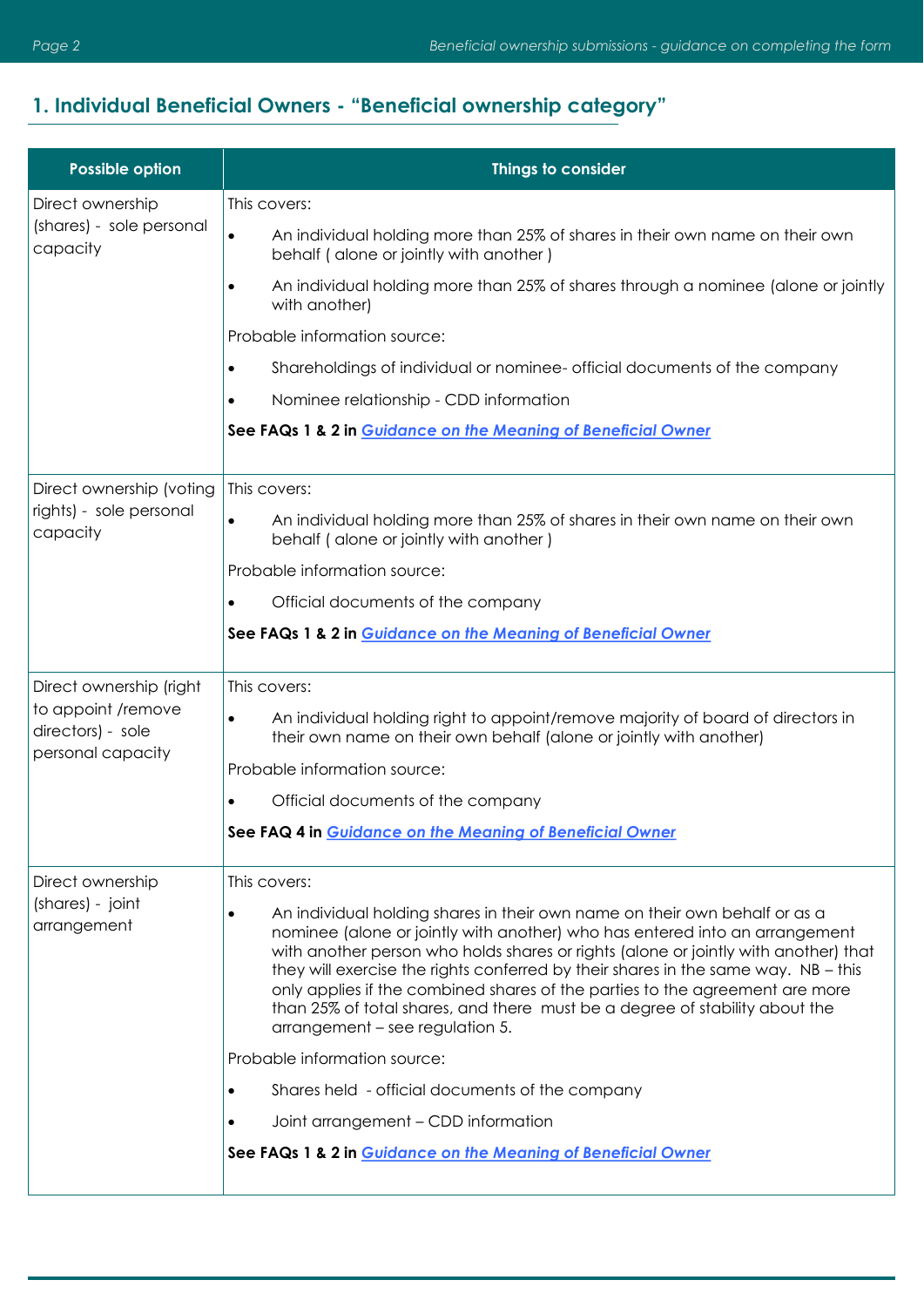## 1. Individual Beneficial Owners - "Beneficial ownership category"

| Possible option | Things to consider |
|---|---|
| Direct ownership (shares) - sole personal capacity | This covers:<br>• An individual holding more than 25% of shares in their own name on their own behalf ( alone or jointly with another )<br>• An individual holding more than 25% of shares through a nominee (alone or jointly with another)<br>Probable information source:<br>• Shareholdings of individual or nominee- official documents of the company<br>• Nominee relationship - CDD information<br>**See FAQs 1 & 2 in *Guidance on the Meaning of Beneficial Owner*** |
| Direct ownership (voting rights) - sole personal capacity | This covers:<br>• An individual holding more than 25% of shares in their own name on their own behalf ( alone or jointly with another )<br>Probable information source:<br>• Official documents of the company<br>**See FAQs 1 & 2 in *Guidance on the Meaning of Beneficial Owner*** |
| Direct ownership (right to appoint /remove directors) - sole personal capacity | This covers:<br>• An individual holding right to appoint/remove majority of board of directors in their own name on their own behalf (alone or jointly with another)<br>Probable information source:<br>• Official documents of the company<br>**See FAQ 4 in *Guidance on the Meaning of Beneficial Owner*** |
| Direct ownership (shares) - joint arrangement | This covers:<br>• An individual holding shares in their own name on their own behalf or as a nominee (alone or jointly with another) who has entered into an arrangement with another person who holds shares or rights (alone or jointly with another) that they will exercise the rights conferred by their shares in the same way. NB – this only applies if the combined shares of the parties to the agreement are more than 25% of total shares, and there must be a degree of stability about the arrangement – see regulation 5.<br>Probable information source:<br>• Shares held - official documents of the company<br>• Joint arrangement – CDD information<br>**See FAQs 1 & 2 in *Guidance on the Meaning of Beneficial Owner*** |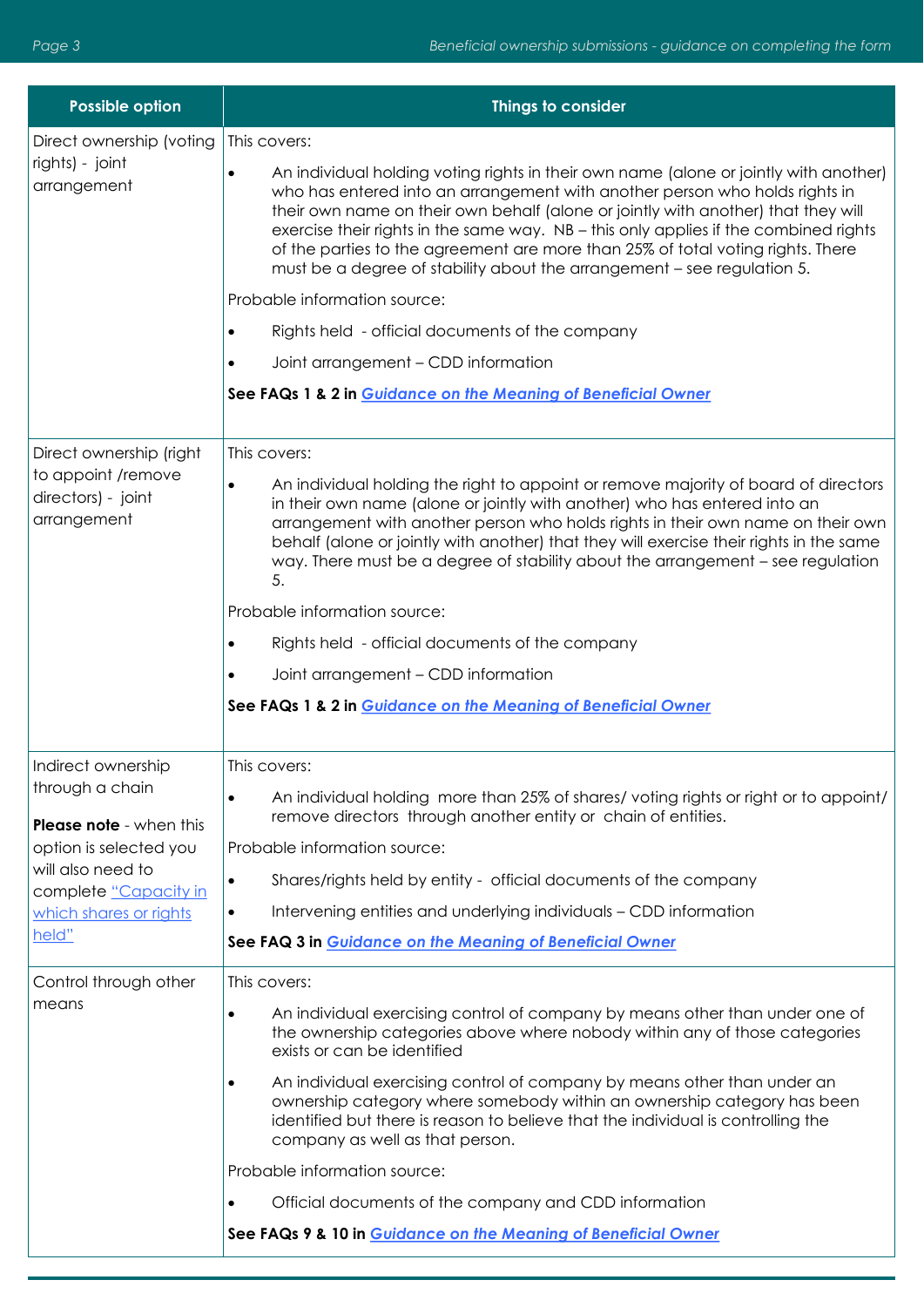| Possible option | Things to consider |
|---|---|
| Direct ownership (voting rights) - joint arrangement | This covers:<br>• An individual holding voting rights in their own name (alone or jointly with another) who has entered into an arrangement with another person who holds rights in their own name on their own behalf (alone or jointly with another) that they will exercise their rights in the same way. NB – this only applies if the combined rights of the parties to the agreement are more than 25% of total voting rights. There must be a degree of stability about the arrangement – see regulation 5.<br>Probable information source:<br>• Rights held - official documents of the company<br>• Joint arrangement – CDD information<br>**See FAQs 1 & 2 in *Guidance on the Meaning of Beneficial Owner*** |
| Direct ownership (right to appoint /remove directors) - joint arrangement | This covers:<br>• An individual holding the right to appoint or remove majority of board of directors in their own name (alone or jointly with another) who has entered into an arrangement with another person who holds rights in their own name on their own behalf (alone or jointly with another) that they will exercise their rights in the same way. There must be a degree of stability about the arrangement – see regulation 5.<br>Probable information source:<br>• Rights held - official documents of the company<br>• Joint arrangement – CDD information<br>**See FAQs 1 & 2 in *Guidance on the Meaning of Beneficial Owner*** |
| Indirect ownership through a chain<br>**Please note** - when this option is selected you will also need to complete "Capacity in which shares or rights held" | This covers:<br>• An individual holding more than 25% of shares/ voting rights or right or to appoint/ remove directors through another entity or chain of entities.<br>Probable information source:<br>• Shares/rights held by entity - official documents of the company<br>• Intervening entities and underlying individuals – CDD information<br>**See FAQ 3 in *Guidance on the Meaning of Beneficial Owner*** |
| Control through other means | This covers:<br>• An individual exercising control of company by means other than under one of the ownership categories above where nobody within any of those categories exists or can be identified<br>• An individual exercising control of company by means other than under an ownership category where somebody within an ownership category has been identified but there is reason to believe that the individual is controlling the company as well as that person.<br>Probable information source:<br>• Official documents of the company and CDD information<br>**See FAQs 9 & 10 in *Guidance on the Meaning of Beneficial Owner*** |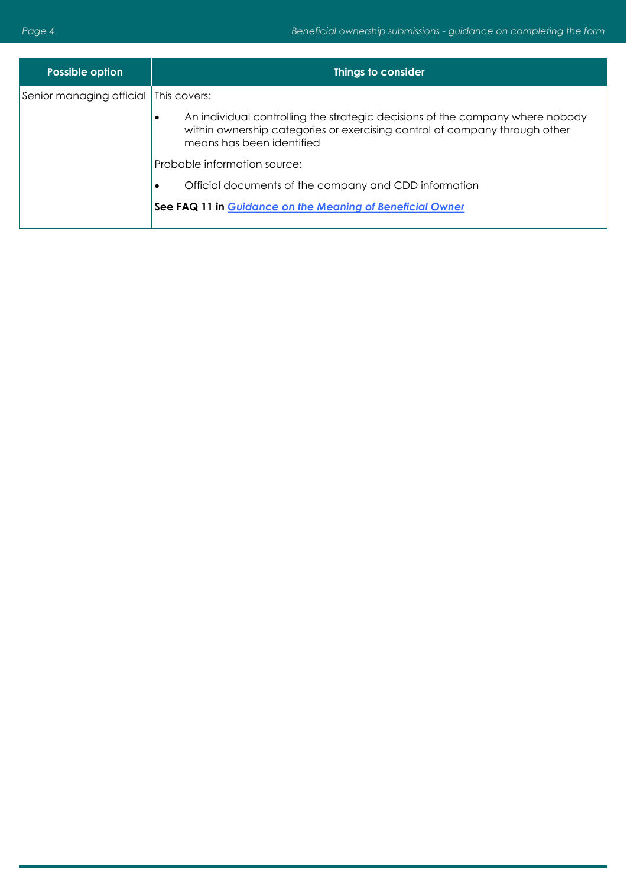| Possible option | Things to consider |
| --- | --- |
| Senior managing official | This covers:<br><br>• An individual controlling the strategic decisions of the company where nobody within ownership categories or exercising control of company through other means has been identified<br><br>Probable information source:<br><br>• Official documents of the company and CDD information<br><br>**See FAQ 11 in *Guidance on the Meaning of Beneficial Owner*** |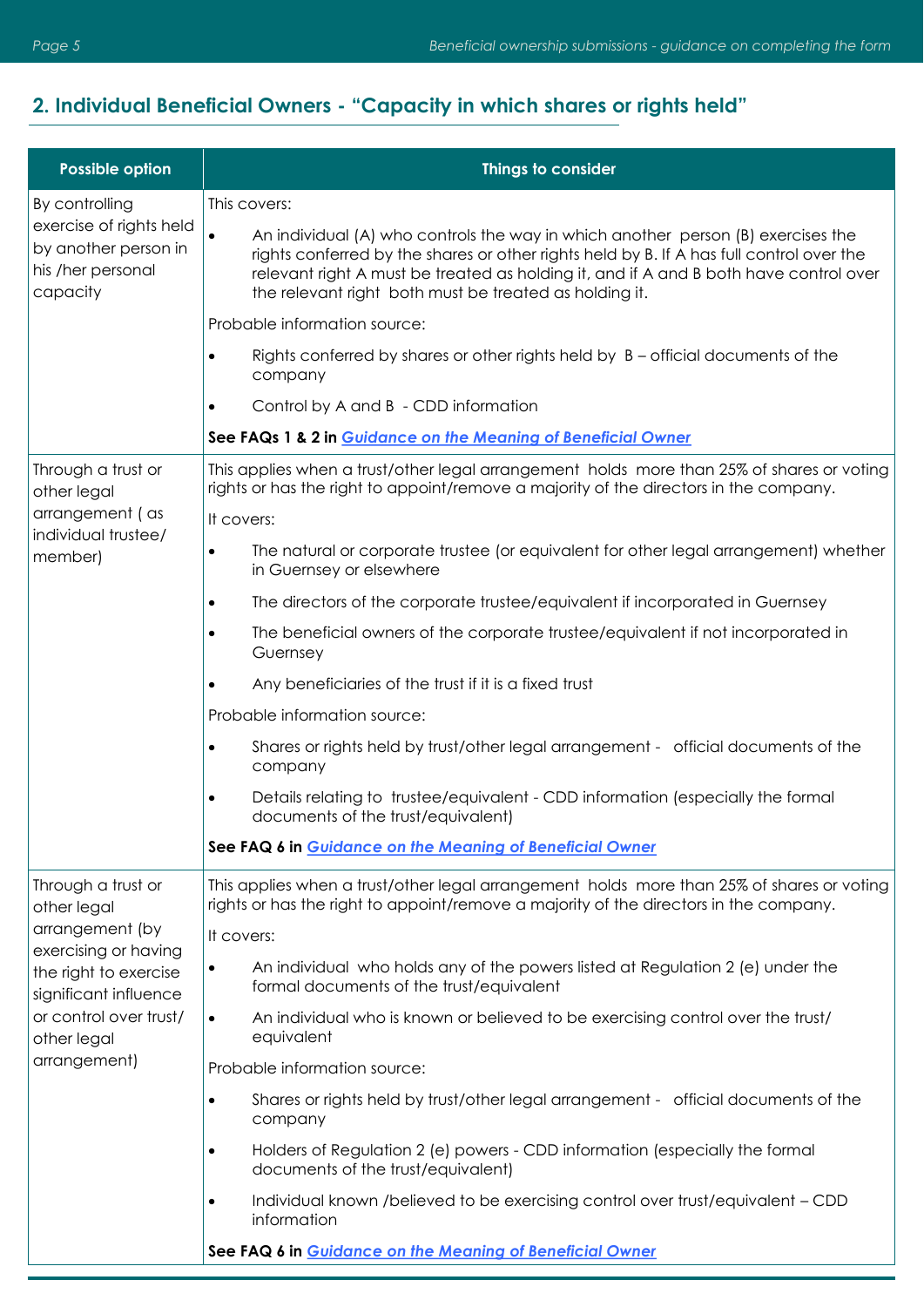## 2. Individual Beneficial Owners - "Capacity in which shares or rights held"

| Possible option | Things to consider |
|---|---|
| By controlling exercise of rights held by another person in his /her personal capacity | This covers:<br>• An individual (A) who controls the way in which another person (B) exercises the rights conferred by the shares or other rights held by B. If A has full control over the relevant right A must be treated as holding it, and if A and B both have control over the relevant right both must be treated as holding it.<br>Probable information source:<br>• Rights conferred by shares or other rights held by B – official documents of the company<br>• Control by A and B - CDD information<br>**See FAQs 1 & 2 in *Guidance on the Meaning of Beneficial Owner*** |
| Through a trust or other legal arrangement ( as individual trustee/ member) | This applies when a trust/other legal arrangement holds more than 25% of shares or voting rights or has the right to appoint/remove a majority of the directors in the company.<br>It covers:<br>• The natural or corporate trustee (or equivalent for other legal arrangement) whether in Guernsey or elsewhere<br>• The directors of the corporate trustee/equivalent if incorporated in Guernsey<br>• The beneficial owners of the corporate trustee/equivalent if not incorporated in Guernsey<br>• Any beneficiaries of the trust if it is a fixed trust<br>Probable information source:<br>• Shares or rights held by trust/other legal arrangement - official documents of the company<br>• Details relating to trustee/equivalent - CDD information (especially the formal documents of the trust/equivalent)<br>**See FAQ 6 in *Guidance on the Meaning of Beneficial Owner*** |
| Through a trust or other legal arrangement (by exercising or having the right to exercise significant influence or control over trust/ other legal arrangement) | This applies when a trust/other legal arrangement holds more than 25% of shares or voting rights or has the right to appoint/remove a majority of the directors in the company.<br>It covers:<br>• An individual who holds any of the powers listed at Regulation 2 (e) under the formal documents of the trust/equivalent<br>• An individual who is known or believed to be exercising control over the trust/ equivalent<br>Probable information source:<br>• Shares or rights held by trust/other legal arrangement - official documents of the company<br>• Holders of Regulation 2 (e) powers - CDD information (especially the formal documents of the trust/equivalent)<br>• Individual known /believed to be exercising control over trust/equivalent – CDD information<br>**See FAQ 6 in *Guidance on the Meaning of Beneficial Owner*** |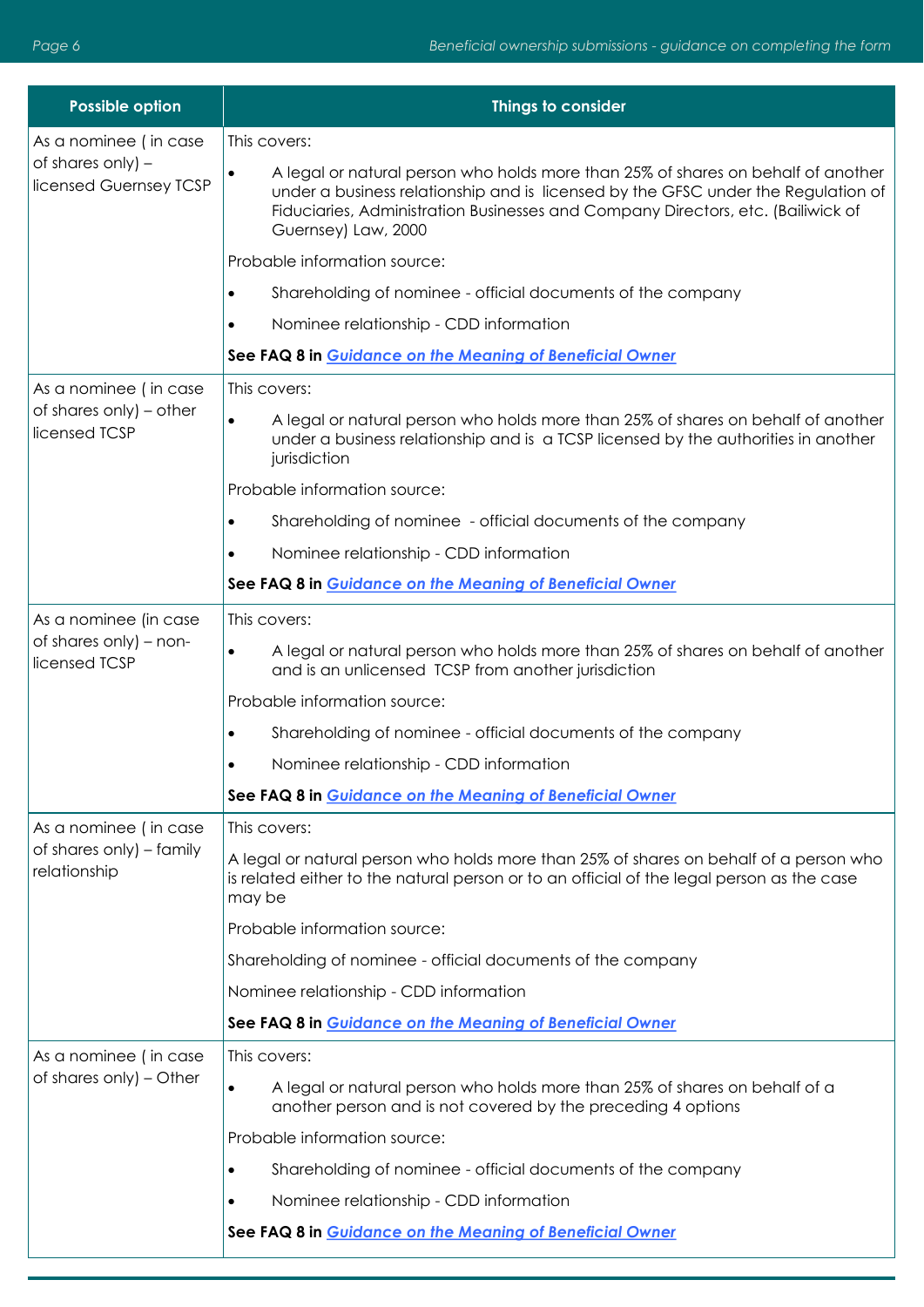| Possible option | Things to consider |
|---|---|
| As a nominee ( in case of shares only) – licensed Guernsey TCSP | This covers:<br>• A legal or natural person who holds more than 25% of shares on behalf of another under a business relationship and is licensed by the GFSC under the Regulation of Fiduciaries, Administration Businesses and Company Directors, etc. (Bailiwick of Guernsey) Law, 2000<br>Probable information source:<br>• Shareholding of nominee - official documents of the company<br>• Nominee relationship - CDD information<br>**See FAQ 8 in *Guidance on the Meaning of Beneficial Owner*** |
| As a nominee ( in case of shares only) – other licensed TCSP | This covers:<br>• A legal or natural person who holds more than 25% of shares on behalf of another under a business relationship and is a TCSP licensed by the authorities in another jurisdiction<br>Probable information source:<br>• Shareholding of nominee - official documents of the company<br>• Nominee relationship - CDD information<br>**See FAQ 8 in *Guidance on the Meaning of Beneficial Owner*** |
| As a nominee (in case of shares only) – non-licensed TCSP | This covers:<br>• A legal or natural person who holds more than 25% of shares on behalf of another and is an unlicensed TCSP from another jurisdiction<br>Probable information source:<br>• Shareholding of nominee - official documents of the company<br>• Nominee relationship - CDD information<br>**See FAQ 8 in *Guidance on the Meaning of Beneficial Owner*** |
| As a nominee ( in case of shares only) – family relationship | This covers:<br>A legal or natural person who holds more than 25% of shares on behalf of a person who is related either to the natural person or to an official of the legal person as the case may be<br>Probable information source:<br>Shareholding of nominee - official documents of the company<br>Nominee relationship - CDD information<br>**See FAQ 8 in *Guidance on the Meaning of Beneficial Owner*** |
| As a nominee ( in case of shares only) – Other | This covers:<br>• A legal or natural person who holds more than 25% of shares on behalf of a another person and is not covered by the preceding 4 options<br>Probable information source:<br>• Shareholding of nominee - official documents of the company<br>• Nominee relationship - CDD information<br>**See FAQ 8 in *Guidance on the Meaning of Beneficial Owner*** |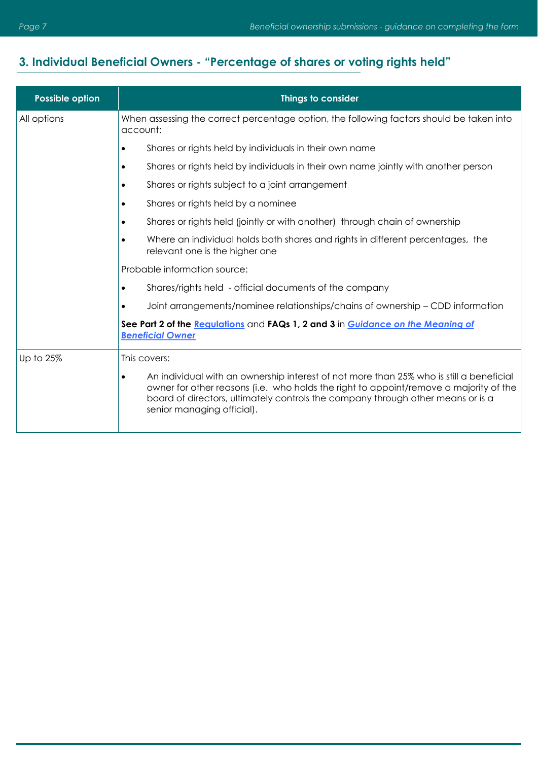## 3. Individual Beneficial Owners - "Percentage of shares or voting rights held"

| Possible option | Things to consider |
| --- | --- |
| All options | When assessing the correct percentage option, the following factors should be taken into account:<br>• Shares or rights held by individuals in their own name<br>• Shares or rights held by individuals in their own name jointly with another person<br>• Shares or rights subject to a joint arrangement<br>• Shares or rights held by a nominee<br>• Shares or rights held (jointly or with another) through chain of ownership<br>• Where an individual holds both shares and rights in different percentages, the relevant one is the higher one<br>Probable information source:<br>• Shares/rights held - official documents of the company<br>• Joint arrangements/nominee relationships/chains of ownership – CDD information<br>**See Part 2 of the [Regulations]** and **FAQs 1, 2 and 3** in ***[Guidance on the Meaning of Beneficial Owner]*** |
| Up to 25% | This covers:<br>• An individual with an ownership interest of not more than 25% who is still a beneficial owner for other reasons (i.e. who holds the right to appoint/remove a majority of the board of directors, ultimately controls the company through other means or is a senior managing official). |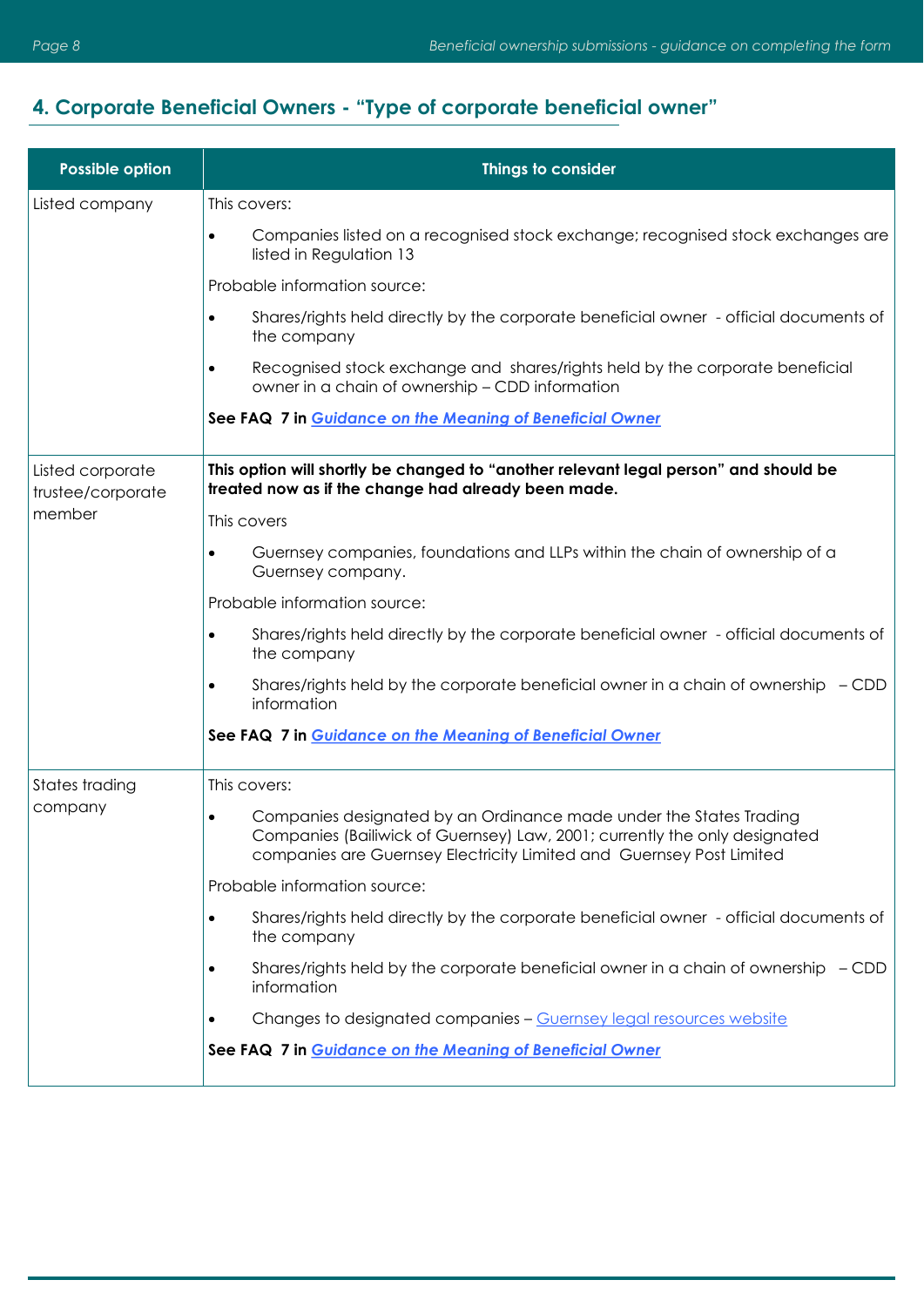## 4. Corporate Beneficial Owners - "Type of corporate beneficial owner"

| Possible option | Things to consider |
| --- | --- |
| Listed company | This covers:<br>• Companies listed on a recognised stock exchange; recognised stock exchanges are listed in Regulation 13<br>Probable information source:<br>• Shares/rights held directly by the corporate beneficial owner - official documents of the company<br>• Recognised stock exchange and shares/rights held by the corporate beneficial owner in a chain of ownership – CDD information<br>**See FAQ 7 in *Guidance on the Meaning of Beneficial Owner*** |
| Listed corporate trustee/corporate member | **This option will shortly be changed to "another relevant legal person" and should be treated now as if the change had already been made.**<br>This covers<br>• Guernsey companies, foundations and LLPs within the chain of ownership of a Guernsey company.<br>Probable information source:<br>• Shares/rights held directly by the corporate beneficial owner - official documents of the company<br>• Shares/rights held by the corporate beneficial owner in a chain of ownership – CDD information<br>**See FAQ 7 in *Guidance on the Meaning of Beneficial Owner*** |
| States trading company | This covers:<br>• Companies designated by an Ordinance made under the States Trading Companies (Bailiwick of Guernsey) Law, 2001; currently the only designated companies are Guernsey Electricity Limited and Guernsey Post Limited<br>Probable information source:<br>• Shares/rights held directly by the corporate beneficial owner - official documents of the company<br>• Shares/rights held by the corporate beneficial owner in a chain of ownership – CDD information<br>• Changes to designated companies – Guernsey legal resources website<br>**See FAQ 7 in *Guidance on the Meaning of Beneficial Owner*** |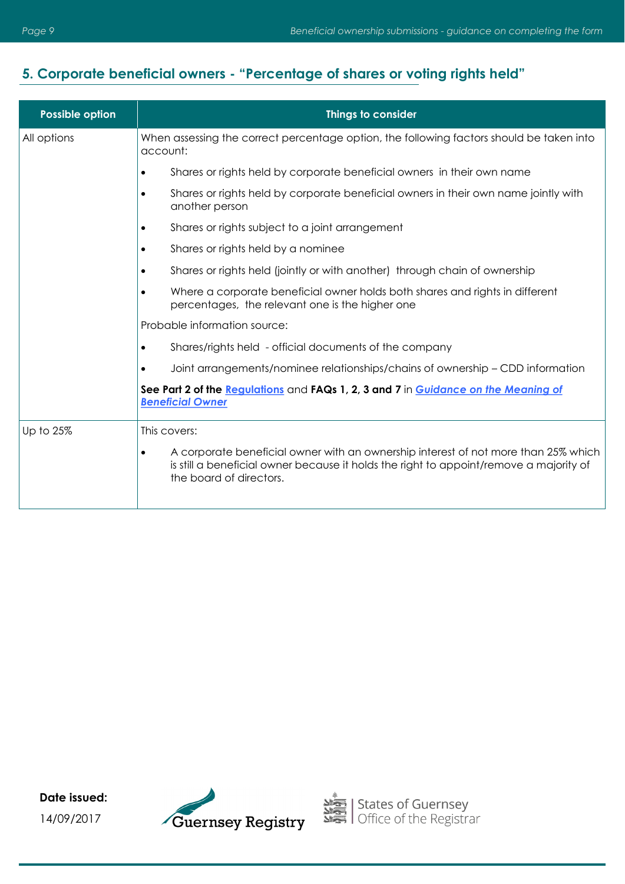## 5. Corporate beneficial owners - "Percentage of shares or voting rights held"

| Possible option | Things to consider |
|---|---|
| All options | When assessing the correct percentage option, the following factors should be taken into account:<br>• Shares or rights held by corporate beneficial owners in their own name<br>• Shares or rights held by corporate beneficial owners in their own name jointly with another person<br>• Shares or rights subject to a joint arrangement<br>• Shares or rights held by a nominee<br>• Shares or rights held (jointly or with another) through chain of ownership<br>• Where a corporate beneficial owner holds both shares and rights in different percentages, the relevant one is the higher one<br>Probable information source:<br>• Shares/rights held - official documents of the company<br>• Joint arrangements/nominee relationships/chains of ownership – CDD information<br>**See Part 2 of the** [Regulations]() and **FAQs 1, 2, 3 and 7** in ***[Guidance on the Meaning of Beneficial Owner]()*** |
| Up to 25% | This covers:<br>• A corporate beneficial owner with an ownership interest of not more than 25% which is still a beneficial owner because it holds the right to appoint/remove a majority of the board of directors. |

**Date issued:**
14/09/2017

Guernsey Registry

States of Guernsey
Office of the Registrar